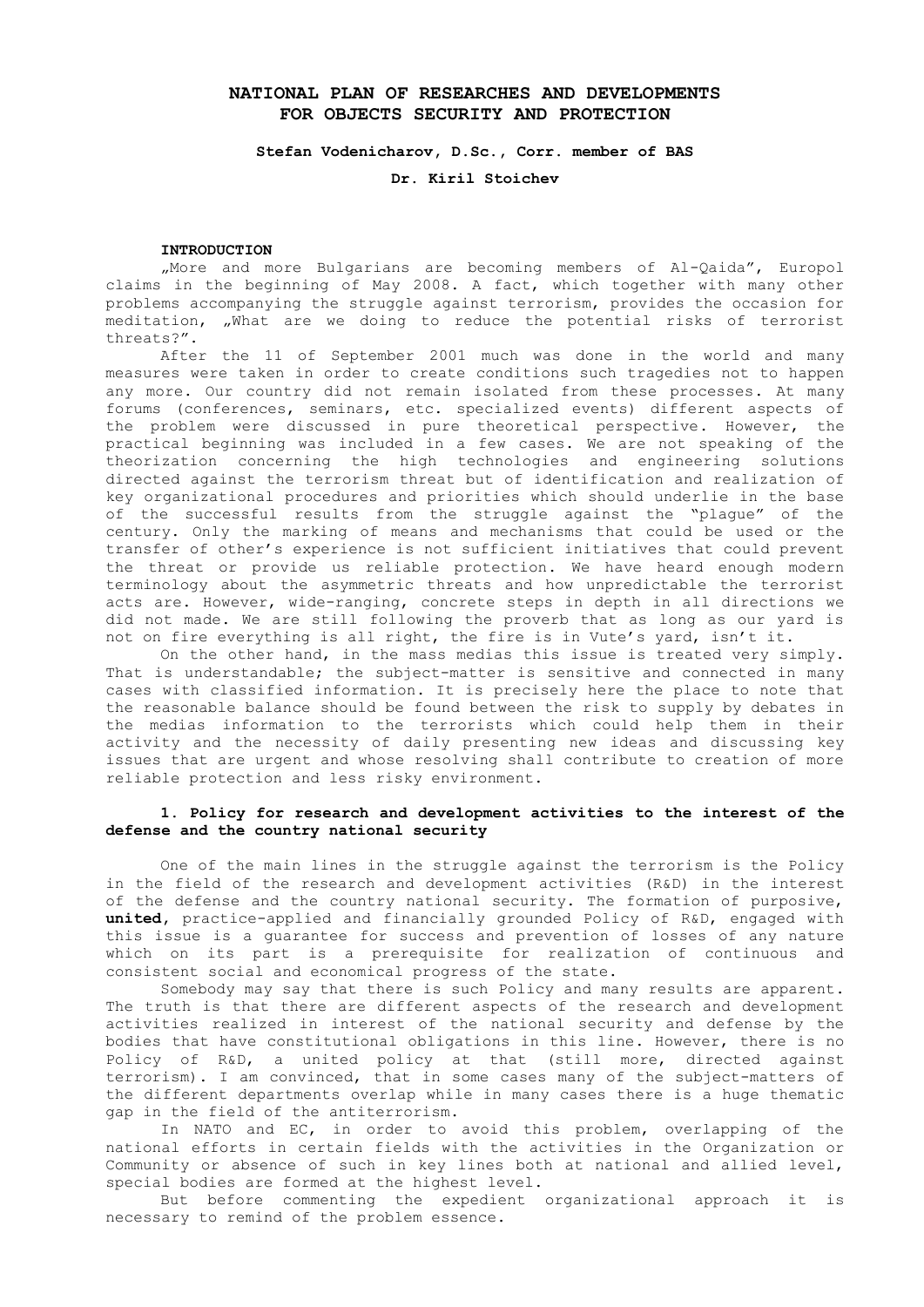# NATIONAL PLAN OF RESEARCHES AND DEVELOPMENTS FOR OBJECTS SECURITY AND PROTECTION

**Stefan Vodenicharov, D.Sc., Corr. member of BAS**

**Dr. Kiril Stoichev**

## INTRODUCTION

„More and more Bulgarians are becoming members of Al-Qaida", Europol claims in the beginning of May 2008. A fact, which together with many other problems accompanying the struggle against terrorism, provides the occasion for meditation, „What are we doing to reduce the potential risks of terrorist threats?".

After the 11 of September 2001 much was done in the world and many measures were taken in order to create conditions such tragedies not to happen any more. Our country did not remain isolated from these processes. At many forums (conferences, seminars, etc. specialized events) different aspects of the problem were discussed in pure theoretical perspective. However, the practical beginning was included in a few cases. We are not speaking of the theorization concerning the high technologies and engineering solutions directed against the terrorism threat but of identification and realization of key organizational procedures and priorities which should underlie in the base of the successful results from the struggle against the "plague" of the century. Only the marking of means and mechanisms that could be used or the transfer of other's experience is not sufficient initiatives that could prevent the threat or provide us reliable protection. We have heard enough modern terminology about the asymmetric threats and how unpredictable the terrorist acts are. However, wide-ranging, concrete steps in depth in all directions we did not made. We are still following the proverb that as long as our yard is not on fire everything is all right, the fire is in Vute's yard, isn't it.

On the other hand, in the mass medias this issue is treated very simply. That is understandable; the subject-matter is sensitive and connected in many cases with classified information. It is precisely here the place to note that the reasonable balance should be found between the risk to supply by debates in the medias information to the terrorists which could help them in their activity and the necessity of daily presenting new ideas and discussing key issues that are urgent and whose resolving shall contribute to creation of more reliable protection and less risky environment.

## 1. Policy for research and development activities to the interest of the defense and the country national security

One of the main lines in the struggle against the terrorism is the Policy in the field of the research and development activities (R&D) in the interest of the defense and the country national security. The formation of purposive, **united**, practice-applied and financially grounded Policy of R&D, engaged with this issue is a guarantee for success and prevention of losses of any nature which on its part is a prerequisite for realization of continuous and consistent social and economical progress of the state.

Somebody may say that there is such Policy and many results are apparent. The truth is that there are different aspects of the research and development activities realized in interest of the national security and defense by the bodies that have constitutional obligations in this line. However, there is no Policy of R&D, a united policy at that (still more, directed against terrorism). I am convinced, that in some cases many of the subject-matters of the different departments overlap while in many cases there is a huge thematic gap in the field of the antiterrorism.

In NATO and EC, in order to avoid this problem, overlapping of the national efforts in certain fields with the activities in the Organization or Community or absence of such in key lines both at national and allied level, special bodies are formed at the highest level.

But before commenting the expedient organizational approach it is necessary to remind of the problem essence.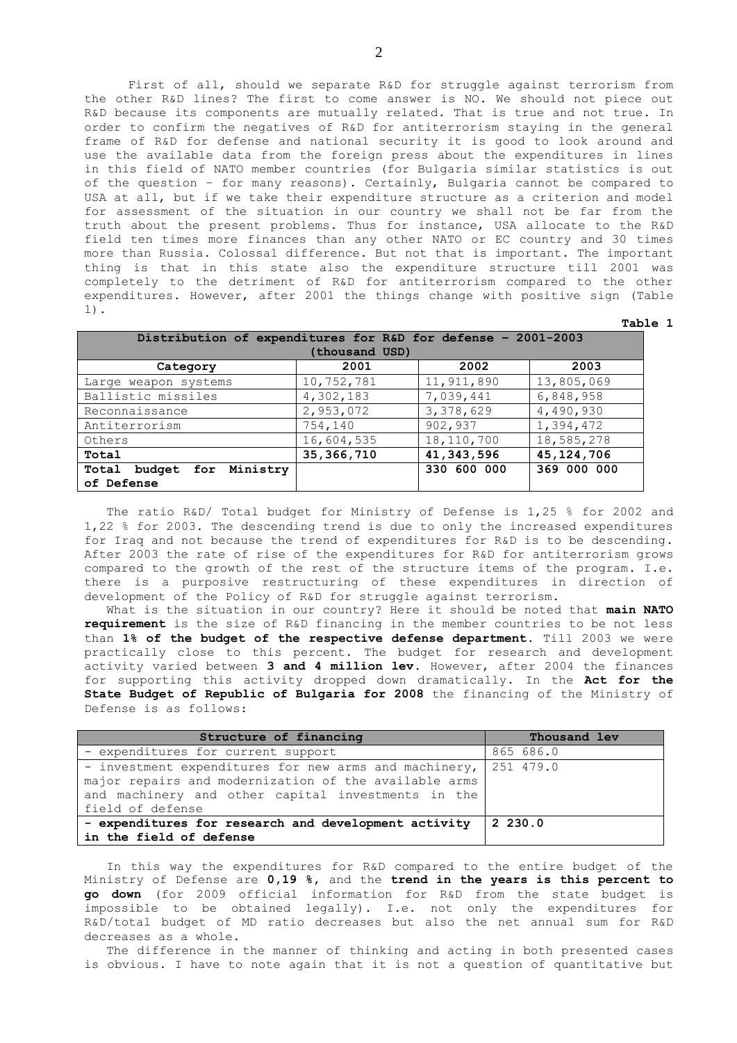First of all, should we separate R&D for struggle against terrorism from the other R&D lines? The first to come answer is NO. We should not piece out R&D because its components are mutually related. That is true and not true. In order to confirm the negatives of R&D for antiterrorism staying in the general frame of R&D for defense and national security it is good to look around and use the available data from the foreign press about the expenditures in lines in this field of NATO member countries (for Bulgaria similar statistics is out of the question – for many reasons). Certainly, Bulgaria cannot be compared to USA at all, but if we take their expenditure structure as a criterion and model for assessment of the situation in our country we shall not be far from the truth about the present problems. Thus for instance, USA allocate to the R&D field ten times more finances than any other NATO or EC country and 30 times more than Russia. Colossal difference. But not that is important. The important thing is that in this state also the expenditure structure till 2001 was completely to the detriment of R&D for antiterrorism compared to the other expenditures. However, after 2001 the things change with positive sign (Table 1).

**Table 1**

| Distribution of expenditures for R&D for defense – 2001-2003 (thousand USD) | | | |
|---|---|---|---|
| Category | 2001 | 2002 | 2003 |
| Large weapon systems | 10,752,781 | 11,911,890 | 13,805,069 |
| Ballistic missiles | 4,302,183 | 7,039,441 | 6,848,958 |
| Reconnaissance | 2,953,072 | 3,378,629 | 4,490,930 |
| Antiterrorism | 754,140 | 902,937 | 1,394,472 |
| Others | 16,604,535 | 18,110,700 | 18,585,278 |
| **Total** | **35,366,710** | **41,343,596** | **45,124,706** |
| **Total budget for Ministry of Defense** | | 330 600 000 | 369 000 000 |

The ratio R&D/ Total budget for Ministry of Defense is 1,25 % for 2002 and 1,22 % for 2003. The descending trend is due to only the increased expenditures for Iraq and not because the trend of expenditures for R&D is to be descending. After 2003 the rate of rise of the expenditures for R&D for antiterrorism grows compared to the growth of the rest of the structure items of the program. I.e. there is a purposive restructuring of these expenditures in direction of development of the Policy of R&D for struggle against terrorism.

What is the situation in our country? Here it should be noted that **main NATO requirement** is the size of R&D financing in the member countries to be not less than **1% of the budget of the respective defense department.** Till 2003 we were practically close to this percent. The budget for research and development activity varied between **3 and 4 million lev**. However, after 2004 the finances for supporting this activity dropped down dramatically. In the **Act for the State Budget of Republic of Bulgaria for 2008** the financing of the Ministry of Defense is as follows:

| Structure of financing | Thousand lev |
|---|---|
| - expenditures for current support | 865 686.0 |
| - investment expenditures for new arms and machinery, major repairs and modernization of the available arms and machinery and other capital investments in the field of defense | 251 479.0 |
| **- expenditures for research and development activity in the field of defense** | **2 230.0** |

In this way the expenditures for R&D compared to the entire budget of the Ministry of Defense are **0,19 %**, and the **trend in the years is this percent to go down** (for 2009 official information for R&D from the state budget is impossible to be obtained legally). I.e. not only the expenditures for R&D/total budget of MD ratio decreases but also the net annual sum for R&D decreases as a whole.

The difference in the manner of thinking and acting in both presented cases is obvious. I have to note again that it is not a question of quantitative but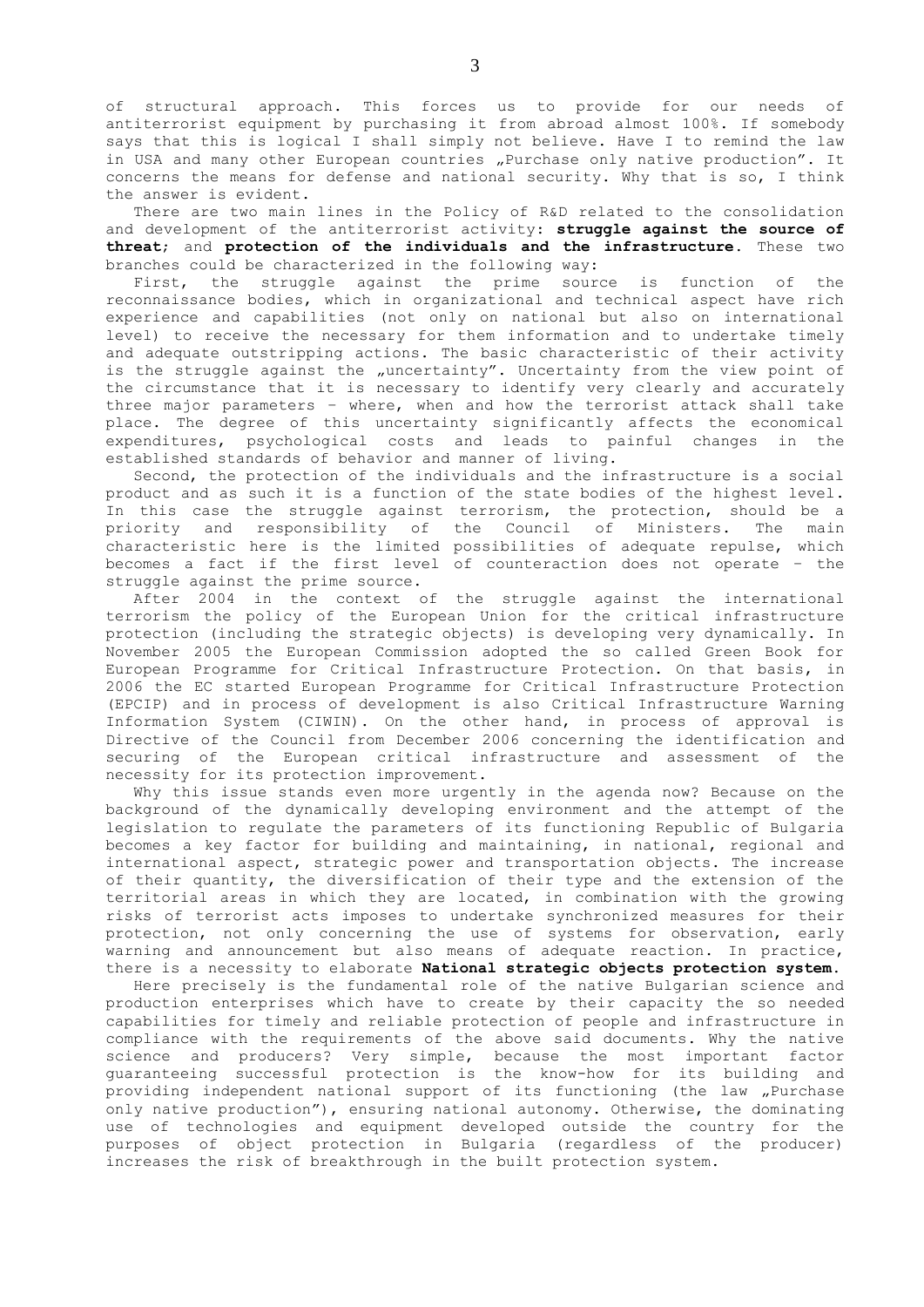of structural approach. This forces us to provide for our needs of antiterrorist equipment by purchasing it from abroad almost 100%. If somebody says that this is logical I shall simply not believe. Have I to remind the law in USA and many other European countries „Purchase only native production". It concerns the means for defense and national security. Why that is so, I think the answer is evident.

There are two main lines in the Policy of R&D related to the consolidation and development of the antiterrorist activity: **struggle against the source of threat**; and **protection of the individuals and the infrastructure**. These two branches could be characterized in the following way:

First, the struggle against the prime source is function of the reconnaissance bodies, which in organizational and technical aspect have rich experience and capabilities (not only on national but also on international level) to receive the necessary for them information and to undertake timely and adequate outstripping actions. The basic characteristic of their activity is the struggle against the „uncertainty". Uncertainty from the view point of the circumstance that it is necessary to identify very clearly and accurately three major parameters – where, when and how the terrorist attack shall take place. The degree of this uncertainty significantly affects the economical expenditures, psychological costs and leads to painful changes in the established standards of behavior and manner of living.

Second, the protection of the individuals and the infrastructure is a social product and as such it is a function of the state bodies of the highest level. In this case the struggle against terrorism, the protection, should be a priority and responsibility of the Council of Ministers. The main characteristic here is the limited possibilities of adequate repulse, which becomes a fact if the first level of counteraction does not operate – the struggle against the prime source.

After 2004 in the context of the struggle against the international terrorism the policy of the European Union for the critical infrastructure protection (including the strategic objects) is developing very dynamically. In November 2005 the European Commission adopted the so called Green Book for European Programme for Critical Infrastructure Protection. On that basis, in 2006 the EC started European Programme for Critical Infrastructure Protection (EPCIP) and in process of development is also Critical Infrastructure Warning Information System (CIWIN). On the other hand, in process of approval is Directive of the Council from December 2006 concerning the identification and securing of the European critical infrastructure and assessment of the necessity for its protection improvement.

Why this issue stands even more urgently in the agenda now? Because on the background of the dynamically developing environment and the attempt of the legislation to regulate the parameters of its functioning Republic of Bulgaria becomes a key factor for building and maintaining, in national, regional and international aspect, strategic power and transportation objects. The increase of their quantity, the diversification of their type and the extension of the territorial areas in which they are located, in combination with the growing risks of terrorist acts imposes to undertake synchronized measures for their protection, not only concerning the use of systems for observation, early warning and announcement but also means of adequate reaction. In practice, there is a necessity to elaborate **National strategic objects protection system**.

Here precisely is the fundamental role of the native Bulgarian science and production enterprises which have to create by their capacity the so needed capabilities for timely and reliable protection of people and infrastructure in compliance with the requirements of the above said documents. Why the native science and producers? Very simple, because the most important factor guaranteeing successful protection is the know-how for its building and providing independent national support of its functioning (the law „Purchase only native production"), ensuring national autonomy. Otherwise, the dominating use of technologies and equipment developed outside the country for the purposes of object protection in Bulgaria (regardless of the producer) increases the risk of breakthrough in the built protection system.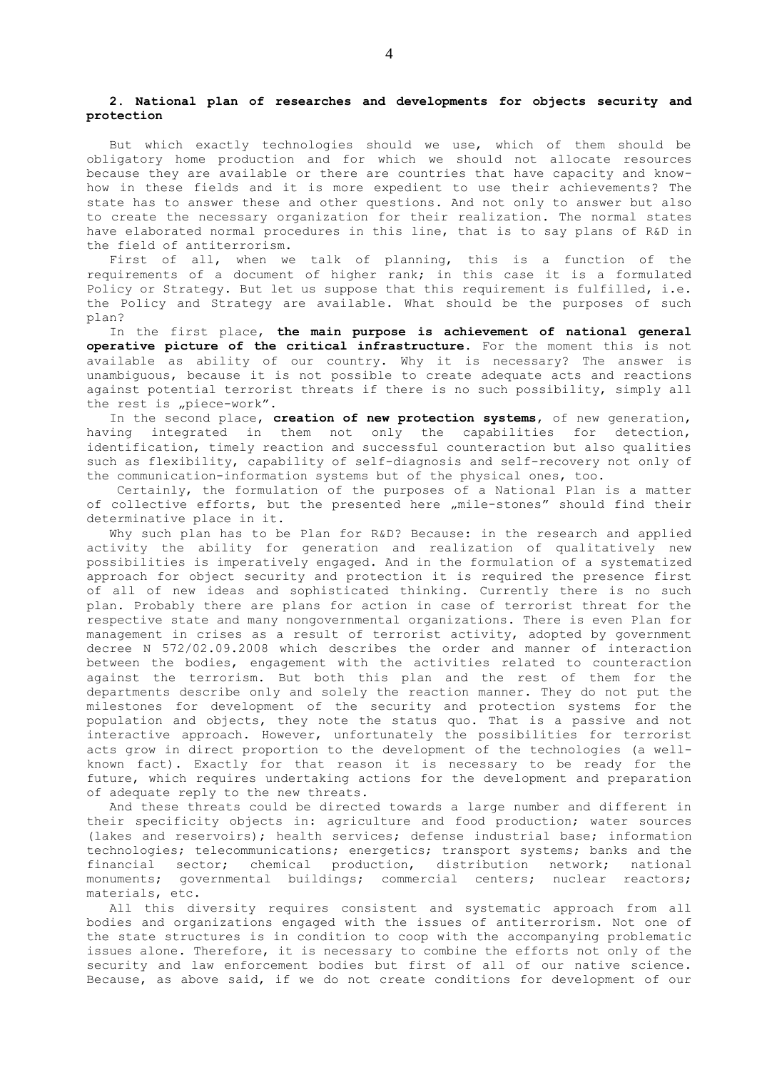## 2. National plan of researches and developments for objects security and protection

But which exactly technologies should we use, which of them should be obligatory home production and for which we should not allocate resources because they are available or there are countries that have capacity and know-how in these fields and it is more expedient to use their achievements? The state has to answer these and other questions. And not only to answer but also to create the necessary organization for their realization. The normal states have elaborated normal procedures in this line, that is to say plans of R&D in the field of antiterrorism.

First of all, when we talk of planning, this is a function of the requirements of a document of higher rank; in this case it is a formulated Policy or Strategy. But let us suppose that this requirement is fulfilled, i.e. the Policy and Strategy are available. What should be the purposes of such plan?

In the first place, **the main purpose is achievement of national general operative picture of the critical infrastructure**. For the moment this is not available as ability of our country. Why it is necessary? The answer is unambiguous, because it is not possible to create adequate acts and reactions against potential terrorist threats if there is no such possibility, simply all the rest is „piece-work".

In the second place, **creation of new protection systems**, of new generation, having integrated in them not only the capabilities for detection, identification, timely reaction and successful counteraction but also qualities such as flexibility, capability of self-diagnosis and self-recovery not only of the communication-information systems but of the physical ones, too.

Certainly, the formulation of the purposes of a National Plan is a matter of collective efforts, but the presented here „mile-stones" should find their determinative place in it.

Why such plan has to be Plan for R&D? Because: in the research and applied activity the ability for generation and realization of qualitatively new possibilities is imperatively engaged. And in the formulation of a systematized approach for object security and protection it is required the presence first of all of new ideas and sophisticated thinking. Currently there is no such plan. Probably there are plans for action in case of terrorist threat for the respective state and many nongovernmental organizations. There is even Plan for management in crises as a result of terrorist activity, adopted by government decree N 572/02.09.2008 which describes the order and manner of interaction between the bodies, engagement with the activities related to counteraction against the terrorism. But both this plan and the rest of them for the departments describe only and solely the reaction manner. They do not put the milestones for development of the security and protection systems for the population and objects, they note the status quo. That is a passive and not interactive approach. However, unfortunately the possibilities for terrorist acts grow in direct proportion to the development of the technologies (a well-known fact). Exactly for that reason it is necessary to be ready for the future, which requires undertaking actions for the development and preparation of adequate reply to the new threats.

And these threats could be directed towards a large number and different in their specificity objects in: agriculture and food production; water sources (lakes and reservoirs); health services; defense industrial base; information technologies; telecommunications; energetics; transport systems; banks and the financial sector; chemical production, distribution network; national monuments; governmental buildings; commercial centers; nuclear reactors; materials, etc.

All this diversity requires consistent and systematic approach from all bodies and organizations engaged with the issues of antiterrorism. Not one of the state structures is in condition to coop with the accompanying problematic issues alone. Therefore, it is necessary to combine the efforts not only of the security and law enforcement bodies but first of all of our native science. Because, as above said, if we do not create conditions for development of our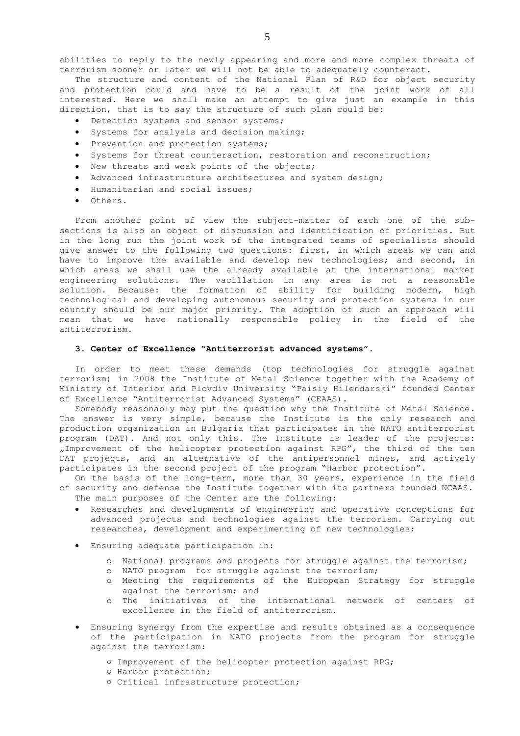abilities to reply to the newly appearing and more and more complex threats of terrorism sooner or later we will not be able to adequately counteract.

The structure and content of the National Plan of R&D for object security and protection could and have to be a result of the joint work of all interested. Here we shall make an attempt to give just an example in this direction, that is to say the structure of such plan could be:

- Detection systems and sensor systems;
- Systems for analysis and decision making;
- Prevention and protection systems;
- Systems for threat counteraction, restoration and reconstruction;
- New threats and weak points of the objects;
- Advanced infrastructure architectures and system design;
- Humanitarian and social issues;
- Others.

From another point of view the subject-matter of each one of the sub-sections is also an object of discussion and identification of priorities. But in the long run the joint work of the integrated teams of specialists should give answer to the following two questions: first, in which areas we can and have to improve the available and develop new technologies; and second, in which areas we shall use the already available at the international market engineering solutions. The vacillation in any area is not a reasonable solution. Because: the formation of ability for building modern, high technological and developing autonomous security and protection systems in our country should be our major priority. The adoption of such an approach will mean that we have nationally responsible policy in the field of the antiterrorism.

### 3. Center of Excellence "Antiterrorist advanced systems".

In order to meet these demands (top technologies for struggle against terrorism) in 2008 the Institute of Metal Science together with the Academy of Ministry of Interior and Plovdiv University "Paisiy Hilendarski" founded Center of Excellence "Antiterrorist Advanced Systems" (CEAAS).

Somebody reasonably may put the question why the Institute of Metal Science. The answer is very simple, because the Institute is the only research and production organization in Bulgaria that participates in the NATO antiterrorist program (DAT). And not only this. The Institute is leader of the projects: „Improvement of the helicopter protection against RPG", the third of the ten DAT projects, and an alternative of the antipersonnel mines, and actively participates in the second project of the program "Harbor protection".

On the basis of the long-term, more than 30 years, experience in the field of security and defense the Institute together with its partners founded NCAAS.

The main purposes of the Center are the following:

- Researches and developments of engineering and operative conceptions for advanced projects and technologies against the terrorism. Carrying out researches, development and experimenting of new technologies;
- Ensuring adequate participation in:
  - National programs and projects for struggle against the terrorism;
  - NATO program for struggle against the terrorism;
  - Meeting the requirements of the European Strategy for struggle against the terrorism; and
  - The initiatives of the international network of centers of excellence in the field of antiterrorism.
- Ensuring synergy from the expertise and results obtained as a consequence of the participation in NATO projects from the program for struggle against the terrorism:
  - Improvement of the helicopter protection against RPG;
  - Harbor protection;
  - Critical infrastructure protection;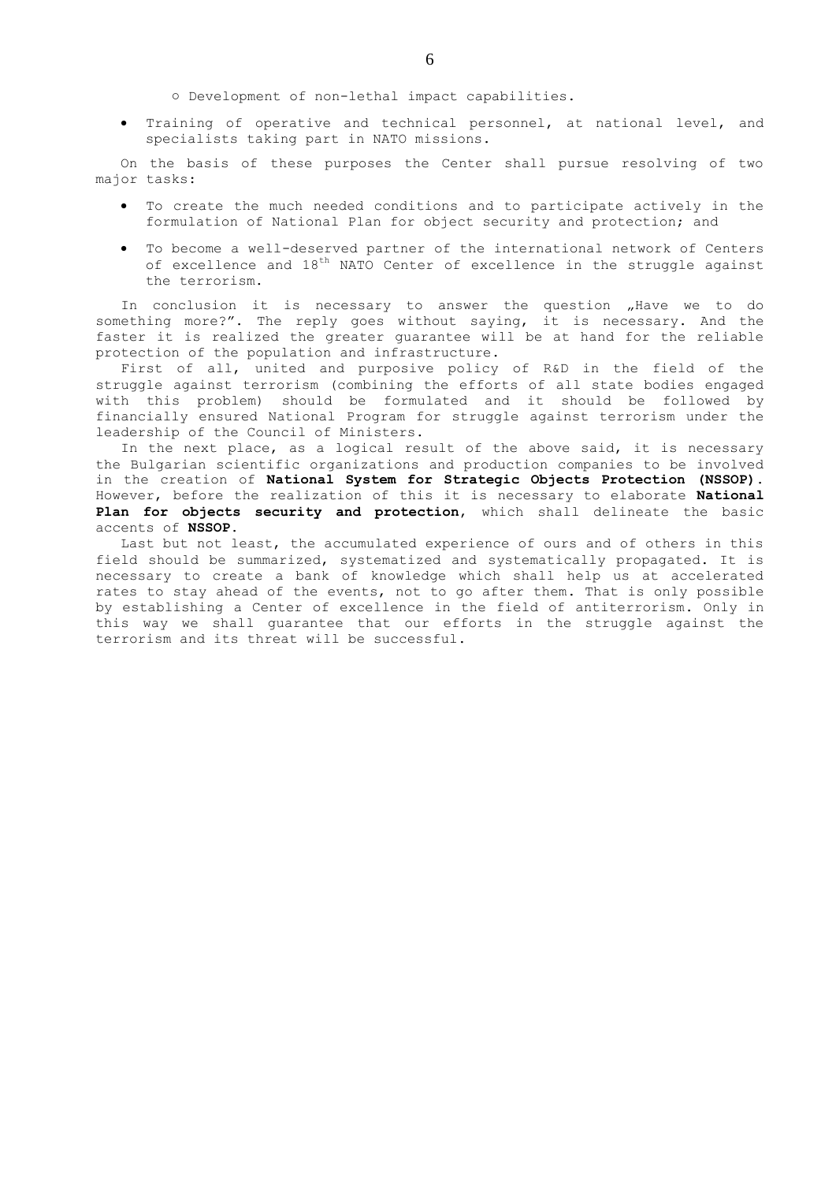- Development of non-lethal impact capabilities.

- Training of operative and technical personnel, at national level, and specialists taking part in NATO missions.

On the basis of these purposes the Center shall pursue resolving of two major tasks:

- To create the much needed conditions and to participate actively in the formulation of National Plan for object security and protection; and
- To become a well-deserved partner of the international network of Centers of excellence and 18th NATO Center of excellence in the struggle against the terrorism.

In conclusion it is necessary to answer the question „Have we to do something more?". The reply goes without saying, it is necessary. And the faster it is realized the greater guarantee will be at hand for the reliable protection of the population and infrastructure.

First of all, united and purposive policy of R&D in the field of the struggle against terrorism (combining the efforts of all state bodies engaged with this problem) should be formulated and it should be followed by financially ensured National Program for struggle against terrorism under the leadership of the Council of Ministers.

In the next place, as a logical result of the above said, it is necessary the Bulgarian scientific organizations and production companies to be involved in the creation of **National System for Strategic Objects Protection (NSSOP)**. However, before the realization of this it is necessary to elaborate **National Plan for objects security and protection**, which shall delineate the basic accents of **NSSOP**.

Last but not least, the accumulated experience of ours and of others in this field should be summarized, systematized and systematically propagated. It is necessary to create a bank of knowledge which shall help us at accelerated rates to stay ahead of the events, not to go after them. That is only possible by establishing a Center of excellence in the field of antiterrorism. Only in this way we shall guarantee that our efforts in the struggle against the terrorism and its threat will be successful.